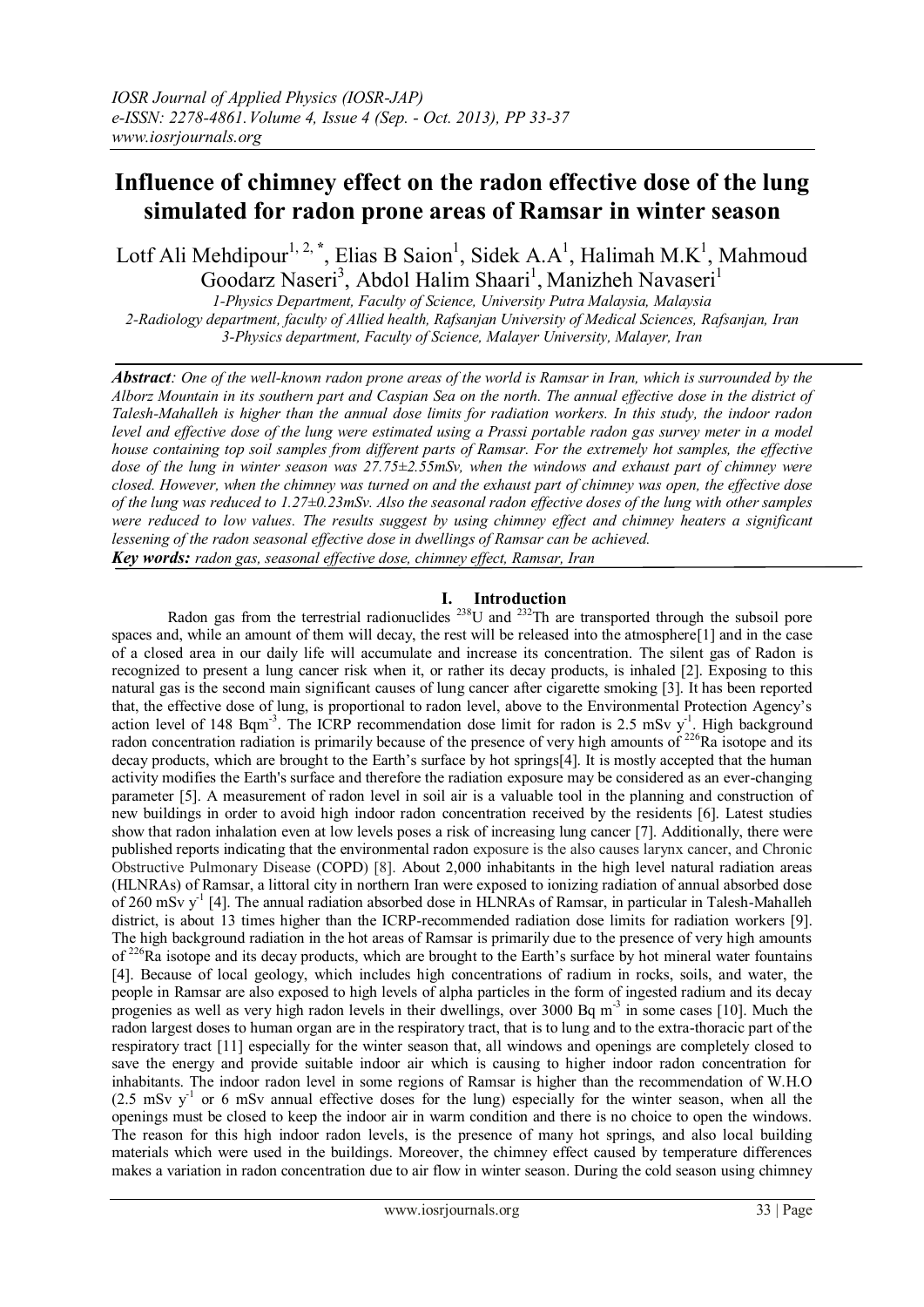# Influence of chimney effect on the radon effective dose of the lung simulated for radon prone areas of Ramsar in winter season

Lotf Ali Mehdipour[1, 2, *], Elias B Saion[1], Sidek A.A[1], Halimah M.K[1], Mahmoud Goodarz Naseri[3], Abdol Halim Shaari[1], Manizheh Navaseri[1]

*1-Physics Department, Faculty of Science, University Putra Malaysia, Malaysia*
*2-Radiology department, faculty of Allied health, Rafsanjan University of Medical Sciences, Rafsanjan, Iran*
*3-Physics department, Faculty of Science, Malayer University, Malayer, Iran*

***Abstract**: One of the well-known radon prone areas of the world is Ramsar in Iran, which is surrounded by the Alborz Mountain in its southern part and Caspian Sea on the north. The annual effective dose in the district of Talesh-Mahalleh is higher than the annual dose limits for radiation workers. In this study, the indoor radon level and effective dose of the lung were estimated using a Prassi portable radon gas survey meter in a model house containing top soil samples from different parts of Ramsar. For the extremely hot samples, the effective dose of the lung in winter season was 27.75±2.55mSv, when the windows and exhaust part of chimney were closed. However, when the chimney was turned on and the exhaust part of chimney was open, the effective dose of the lung was reduced to 1.27±0.23mSv. Also the seasonal radon effective doses of the lung with other samples were reduced to low values. The results suggest by using chimney effect and chimney heaters a significant lessening of the radon seasonal effective dose in dwellings of Ramsar can be achieved.*

***Key words:** radon gas, seasonal effective dose, chimney effect, Ramsar, Iran*

## I. Introduction

Radon gas from the terrestrial radionuclides $^{238}U$ and $^{232}Th$ are transported through the subsoil pore spaces and, while an amount of them will decay, the rest will be released into the atmosphere[1] and in the case of a closed area in our daily life will accumulate and increase its concentration. The silent gas of Radon is recognized to present a lung cancer risk when it, or rather its decay products, is inhaled [2]. Exposing to this natural gas is the second main significant causes of lung cancer after cigarette smoking [3]. It has been reported that, the effective dose of lung, is proportional to radon level, above to the Environmental Protection Agency's action level of 148 $Bqm^{-3}$. The ICRP recommendation dose limit for radon is 2.5 mSv $y^{-1}$. High background radon concentration radiation is primarily because of the presence of very high amounts of $^{226}Ra$ isotope and its decay products, which are brought to the Earth's surface by hot springs[4]. It is mostly accepted that the human activity modifies the Earth's surface and therefore the radiation exposure may be considered as an ever-changing parameter [5]. A measurement of radon level in soil air is a valuable tool in the planning and construction of new buildings in order to avoid high indoor radon concentration received by the residents [6]. Latest studies show that radon inhalation even at low levels poses a risk of increasing lung cancer [7]. Additionally, there were published reports indicating that the environmental radon exposure is the also causes larynx cancer, and Chronic Obstructive Pulmonary Disease (COPD) [8]. About 2,000 inhabitants in the high level natural radiation areas (HLNRAs) of Ramsar, a littoral city in northern Iran were exposed to ionizing radiation of annual absorbed dose of 260 mSv $y^{-1}$ [4]. The annual radiation absorbed dose in HLNRAs of Ramsar, in particular in Talesh-Mahalleh district, is about 13 times higher than the ICRP-recommended radiation dose limits for radiation workers [9]. The high background radiation in the hot areas of Ramsar is primarily due to the presence of very high amounts of $^{226}Ra$ isotope and its decay products, which are brought to the Earth's surface by hot mineral water fountains [4]. Because of local geology, which includes high concentrations of radium in rocks, soils, and water, the people in Ramsar are also exposed to high levels of alpha particles in the form of ingested radium and its decay progenies as well as very high radon levels in their dwellings, over 3000 Bq $m^{-3}$ in some cases [10]. Much the radon largest doses to human organ are in the respiratory tract, that is to lung and to the extra-thoracic part of the respiratory tract [11] especially for the winter season that, all windows and openings are completely closed to save the energy and provide suitable indoor air which is causing to higher indoor radon concentration for inhabitants. The indoor radon level in some regions of Ramsar is higher than the recommendation of W.H.O (2.5 mSv $y^{-1}$ or 6 mSv annual effective doses for the lung) especially for the winter season, when all the openings must be closed to keep the indoor air in warm condition and there is no choice to open the windows. The reason for this high indoor radon levels, is the presence of many hot springs, and also local building materials which were used in the buildings. Moreover, the chimney effect caused by temperature differences makes a variation in radon concentration due to air flow in winter season. During the cold season using chimney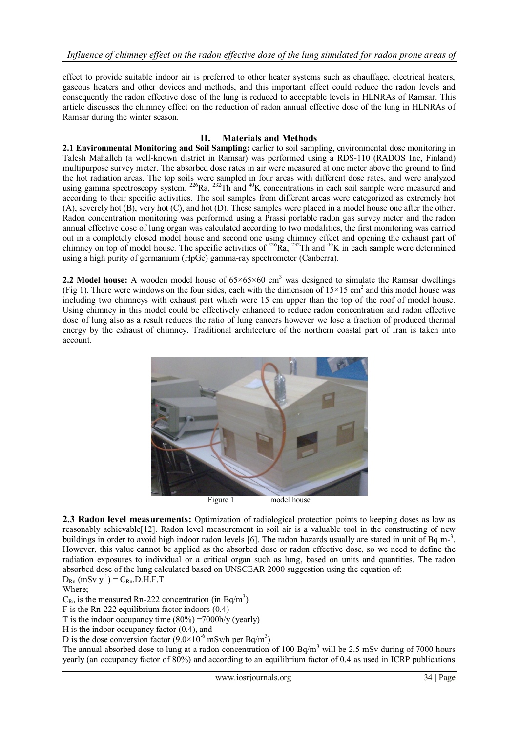effect to provide suitable indoor air is preferred to other heater systems such as chauffage, electrical heaters, gaseous heaters and other devices and methods, and this important effect could reduce the radon levels and consequently the radon effective dose of the lung is reduced to acceptable levels in HLNRAs of Ramsar. This article discusses the chimney effect on the reduction of radon annual effective dose of the lung in HLNRAs of Ramsar during the winter season.

## II. Materials and Methods

**2.1 Environmental Monitoring and Soil Sampling:** earlier to soil sampling, environmental dose monitoring in Talesh Mahalleh (a well-known district in Ramsar) was performed using a RDS-110 (RADOS Inc, Finland) multipurpose survey meter. The absorbed dose rates in air were measured at one meter above the ground to find the hot radiation areas. The top soils were sampled in four areas with different dose rates, and were analyzed using gamma spectroscopy system. $^{226}Ra$, $^{232}Th$ and $^{40}K$ concentrations in each soil sample were measured and according to their specific activities. The soil samples from different areas were categorized as extremely hot (A), severely hot (B), very hot (C), and hot (D). These samples were placed in a model house one after the other. Radon concentration monitoring was performed using a Prassi portable radon gas survey meter and the radon annual effective dose of lung organ was calculated according to two modalities, the first monitoring was carried out in a completely closed model house and second one using chimney effect and opening the exhaust part of chimney on top of model house. The specific activities of $^{226}Ra$, $^{232}Th$ and $^{40}K$ in each sample were determined using a high purity of germanium (HpGe) gamma-ray spectrometer (Canberra).

**2.2 Model house:** A wooden model house of $65\times65\times60$ cm$^3$ was designed to simulate the Ramsar dwellings (Fig 1). There were windows on the four sides, each with the dimension of $15\times15$ cm$^2$ and this model house was including two chimneys with exhaust part which were 15 cm upper than the top of the roof of model house. Using chimney in this model could be effectively enhanced to reduce radon concentration and radon effective dose of lung also as a result reduces the ratio of lung cancers however we lose a fraction of produced thermal energy by the exhaust of chimney. Traditional architecture of the northern coastal part of Iran is taken into account.

Figure 1 model house

**2.3 Radon level measurements:** Optimization of radiological protection points to keeping doses as low as reasonably achievable[12]. Radon level measurement in soil air is a valuable tool in the constructing of new buildings in order to avoid high indoor radon levels [6]. The radon hazards usually are stated in unit of Bq m$^{-3}$. However, this value cannot be applied as the absorbed dose or radon effective dose, so we need to define the radiation exposures to individual or a critical organ such as lung, based on units and quantities. The radon absorbed dose of the lung calculated based on UNSCEAR 2000 suggestion using the equation of:

$$D_{Rn}\ (\text{mSv y}^{-1}) = C_{Rn}.D.H.F.T$$

Where;

$C_{Rn}$ is the measured Rn-222 concentration (in Bq/m$^3$)

F is the Rn-222 equilibrium factor indoors (0.4)

T is the indoor occupancy time (80%) =7000h/y (yearly)

H is the indoor occupancy factor (0.4), and

D is the dose conversion factor ($9.0\times10^{-6}$ mSv/h per Bq/m$^3$)

The annual absorbed dose to lung at a radon concentration of 100 Bq/m$^3$ will be 2.5 mSv during of 7000 hours yearly (an occupancy factor of 80%) and according to an equilibrium factor of 0.4 as used in ICRP publications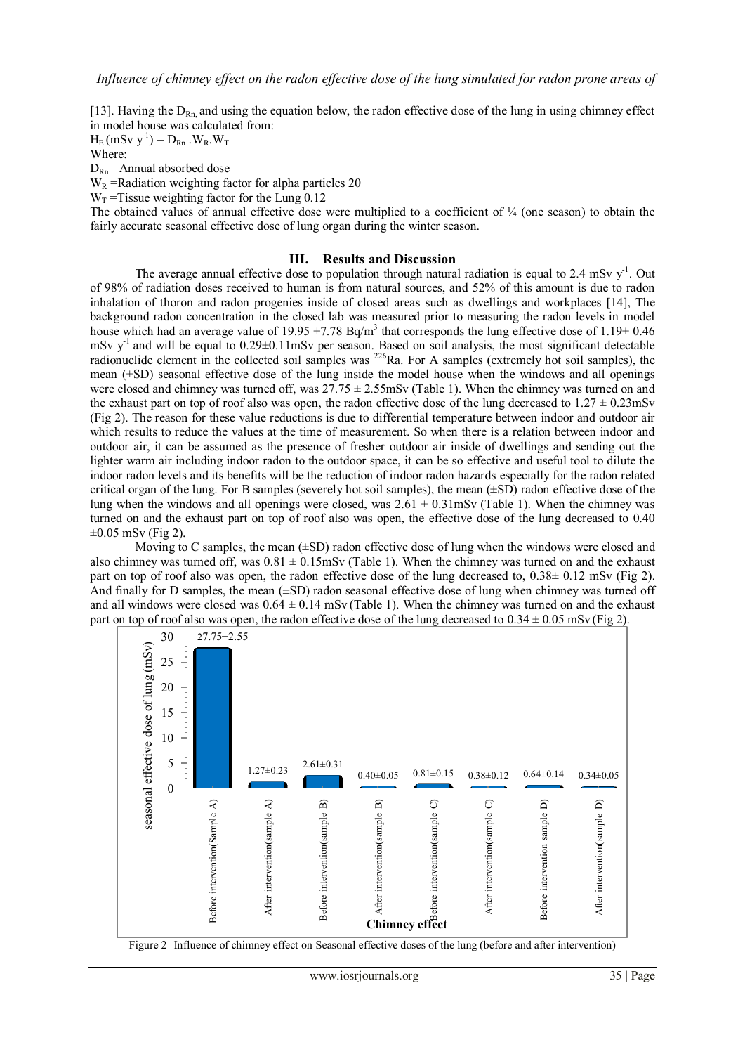[13]. Having the $D_{Rn}$, and using the equation below, the radon effective dose of the lung in using chimney effect in model house was calculated from:

$H_E$ (mSv $y^{-1}$) = $D_{Rn} . W_R . W_T$

Where:

$D_{Rn}$ = Annual absorbed dose

$W_R$ = Radiation weighting factor for alpha particles 20

$W_T$ = Tissue weighting factor for the Lung 0.12

The obtained values of annual effective dose were multiplied to a coefficient of ¼ (one season) to obtain the fairly accurate seasonal effective dose of lung organ during the winter season.

## III. Results and Discussion

The average annual effective dose to population through natural radiation is equal to 2.4 mSv $y^{-1}$. Out of 98% of radiation doses received to human is from natural sources, and 52% of this amount is due to radon inhalation of thoron and radon progenies inside of closed areas such as dwellings and workplaces [14], The background radon concentration in the closed lab was measured prior to measuring the radon levels in model house which had an average value of 19.95 ±7.78 Bq/$m^3$ that corresponds the lung effective dose of 1.19± 0.46 mSv $y^{-1}$ and will be equal to 0.29±0.11mSv per season. Based on soil analysis, the most significant detectable radionuclide element in the collected soil samples was $^{226}$Ra. For A samples (extremely hot soil samples), the mean (±SD) seasonal effective dose of the lung inside the model house when the windows and all openings were closed and chimney was turned off, was 27.75 ± 2.55mSv (Table 1). When the chimney was turned on and the exhaust part on top of roof also was open, the radon effective dose of the lung decreased to 1.27 ± 0.23mSv (Fig 2). The reason for these value reductions is due to differential temperature between indoor and outdoor air which results to reduce the values at the time of measurement. So when there is a relation between indoor and outdoor air, it can be assumed as the presence of fresher outdoor air inside of dwellings and sending out the lighter warm air including indoor radon to the outdoor space, it can be so effective and useful tool to dilute the indoor radon levels and its benefits will be the reduction of indoor radon hazards especially for the radon related critical organ of the lung. For B samples (severely hot soil samples), the mean (±SD) radon effective dose of the lung when the windows and all openings were closed, was 2.61 ± 0.31mSv (Table 1). When the chimney was turned on and the exhaust part on top of roof also was open, the effective dose of the lung decreased to 0.40 ±0.05 mSv (Fig 2).

Moving to C samples, the mean (±SD) radon effective dose of lung when the windows were closed and also chimney was turned off, was 0.81 ± 0.15mSv (Table 1). When the chimney was turned on and the exhaust part on top of roof also was open, the radon effective dose of the lung decreased to, 0.38± 0.12 mSv (Fig 2). And finally for D samples, the mean (±SD) radon seasonal effective dose of lung when chimney was turned off and all windows were closed was 0.64 ± 0.14 mSv (Table 1). When the chimney was turned on and the exhaust part on top of roof also was open, the radon effective dose of the lung decreased to 0.34 ± 0.05 mSv (Fig 2).

| Chimney effect | Seasonal effective dose of lung (mSv) |
|---|---|
| Before intervention(Sample A) | 27.75±2.55 |
| After intervention(sample A) | 1.27±0.23 |
| Before intervention(sample B) | 2.61±0.31 |
| After intervention(sample B) | 0.40±0.05 |
| Before intervention(sample C) | 0.81±0.15 |
| After intervention(sample C) | 0.38±0.12 |
| Before intervention sample D) | 0.64±0.14 |
| After intervention(sample D) | 0.34±0.05 |

Figure 2 Influence of chimney effect on Seasonal effective doses of the lung (before and after intervention)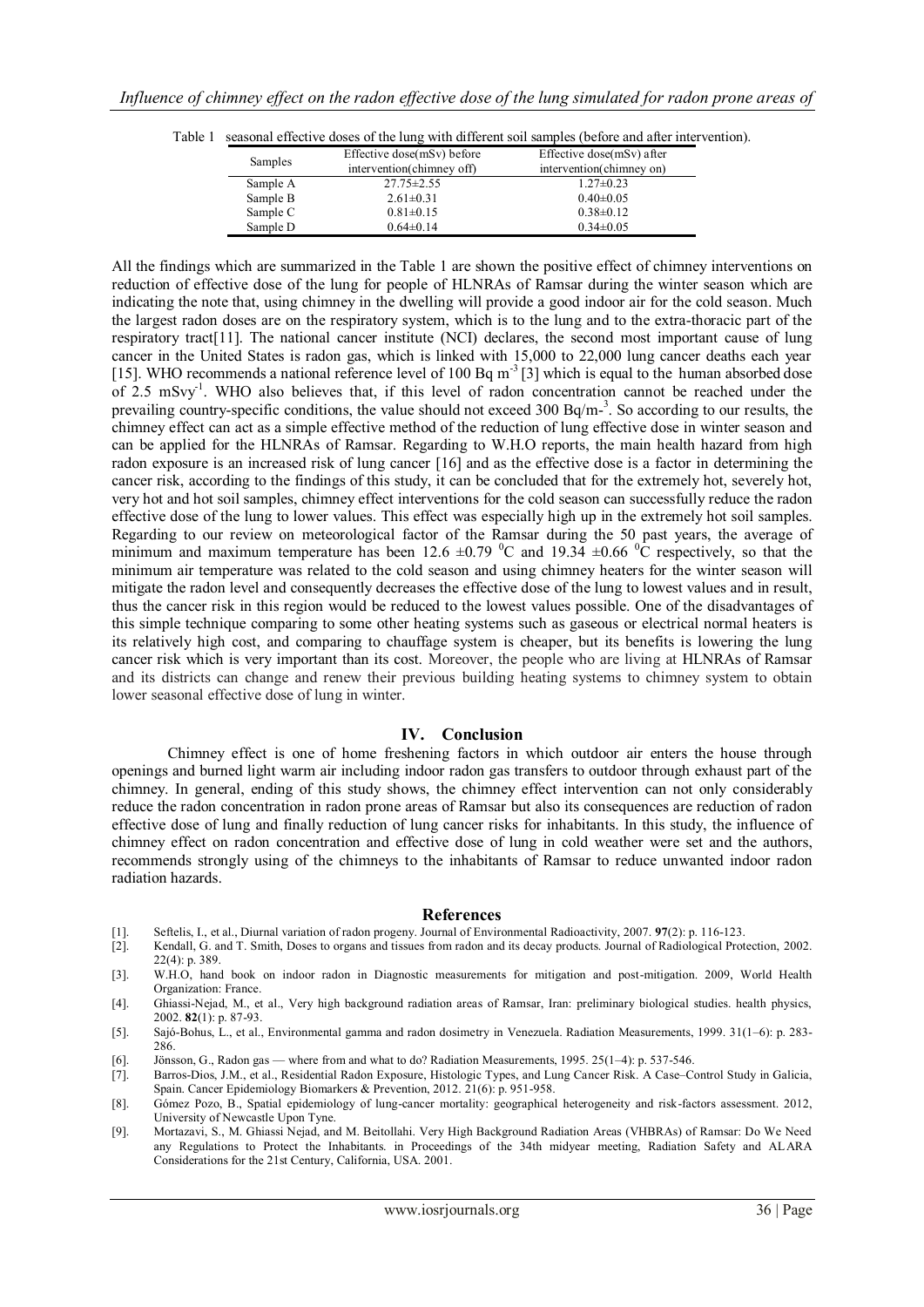Table 1 seasonal effective doses of the lung with different soil samples (before and after intervention).

| Samples | Effective dose(mSv) before intervention(chimney off) | Effective dose(mSv) after intervention(chimney on) |
|---|---|---|
| Sample A | 27.75±2.55 | 1.27±0.23 |
| Sample B | 2.61±0.31 | 0.40±0.05 |
| Sample C | 0.81±0.15 | 0.38±0.12 |
| Sample D | 0.64±0.14 | 0.34±0.05 |

All the findings which are summarized in the Table 1 are shown the positive effect of chimney interventions on reduction of effective dose of the lung for people of HLNRAs of Ramsar during the winter season which are indicating the note that, using chimney in the dwelling will provide a good indoor air for the cold season. Much the largest radon doses are on the respiratory system, which is to the lung and to the extra-thoracic part of the respiratory tract[11]. The national cancer institute (NCI) declares, the second most important cause of lung cancer in the United States is radon gas, which is linked with 15,000 to 22,000 lung cancer deaths each year [15]. WHO recommends a national reference level of 100 Bq $m^{-3}$ [3] which is equal to the human absorbed dose of 2.5 $mSvy^{-1}$. WHO also believes that, if this level of radon concentration cannot be reached under the prevailing country-specific conditions, the value should not exceed 300 Bq/$m^{-3}$. So according to our results, the chimney effect can act as a simple effective method of the reduction of lung effective dose in winter season and can be applied for the HLNRAs of Ramsar. Regarding to W.H.O reports, the main health hazard from high radon exposure is an increased risk of lung cancer [16] and as the effective dose is a factor in determining the cancer risk, according to the findings of this study, it can be concluded that for the extremely hot, severely hot, very hot and hot soil samples, chimney effect interventions for the cold season can successfully reduce the radon effective dose of the lung to lower values. This effect was especially high up in the extremely hot soil samples. Regarding to our review on meteorological factor of the Ramsar during the 50 past years, the average of minimum and maximum temperature has been 12.6 ±0.79 $^{0}$C and 19.34 ±0.66 $^{0}$C respectively, so that the minimum air temperature was related to the cold season and using chimney heaters for the winter season will mitigate the radon level and consequently decreases the effective dose of the lung to lowest values and in result, thus the cancer risk in this region would be reduced to the lowest values possible. One of the disadvantages of this simple technique comparing to some other heating systems such as gaseous or electrical normal heaters is its relatively high cost, and comparing to chauffage system is cheaper, but its benefits is lowering the lung cancer risk which is very important than its cost. Moreover, the people who are living at HLNRAs of Ramsar and its districts can change and renew their previous building heating systems to chimney system to obtain lower seasonal effective dose of lung in winter.

## IV. Conclusion

Chimney effect is one of home freshening factors in which outdoor air enters the house through openings and burned light warm air including indoor radon gas transfers to outdoor through exhaust part of the chimney. In general, ending of this study shows, the chimney effect intervention can not only considerably reduce the radon concentration in radon prone areas of Ramsar but also its consequences are reduction of radon effective dose of lung and finally reduction of lung cancer risks for inhabitants. In this study, the influence of chimney effect on radon concentration and effective dose of lung in cold weather were set and the authors, recommends strongly using of the chimneys to the inhabitants of Ramsar to reduce unwanted indoor radon radiation hazards.

## References

[1]. Seftelis, I., et al., Diurnal variation of radon progeny. Journal of Environmental Radioactivity, 2007. **97**(2): p. 116-123.

[2]. Kendall, G. and T. Smith, Doses to organs and tissues from radon and its decay products. Journal of Radiological Protection, 2002. 22(4): p. 389.

[3]. W.H.O, hand book on indoor radon in Diagnostic measurements for mitigation and post-mitigation. 2009, World Health Organization: France.

[4]. Ghiassi-Nejad, M., et al., Very high background radiation areas of Ramsar, Iran: preliminary biological studies. health physics, 2002. **82**(1): p. 87-93.

[5]. Sajó-Bohus, L., et al., Environmental gamma and radon dosimetry in Venezuela. Radiation Measurements, 1999. 31(1–6): p. 283-286.

[6]. Jönsson, G., Radon gas — where from and what to do? Radiation Measurements, 1995. 25(1–4): p. 537-546.

[7]. Barros-Dios, J.M., et al., Residential Radon Exposure, Histologic Types, and Lung Cancer Risk. A Case–Control Study in Galicia, Spain. Cancer Epidemiology Biomarkers & Prevention, 2012. 21(6): p. 951-958.

[8]. Gómez Pozo, B., Spatial epidemiology of lung-cancer mortality: geographical heterogeneity and risk-factors assessment. 2012, University of Newcastle Upon Tyne.

[9]. Mortazavi, S., M. Ghiassi Nejad, and M. Beitollahi. Very High Background Radiation Areas (VHBRAs) of Ramsar: Do We Need any Regulations to Protect the Inhabitants. in Proceedings of the 34th midyear meeting, Radiation Safety and ALARA Considerations for the 21st Century, California, USA. 2001.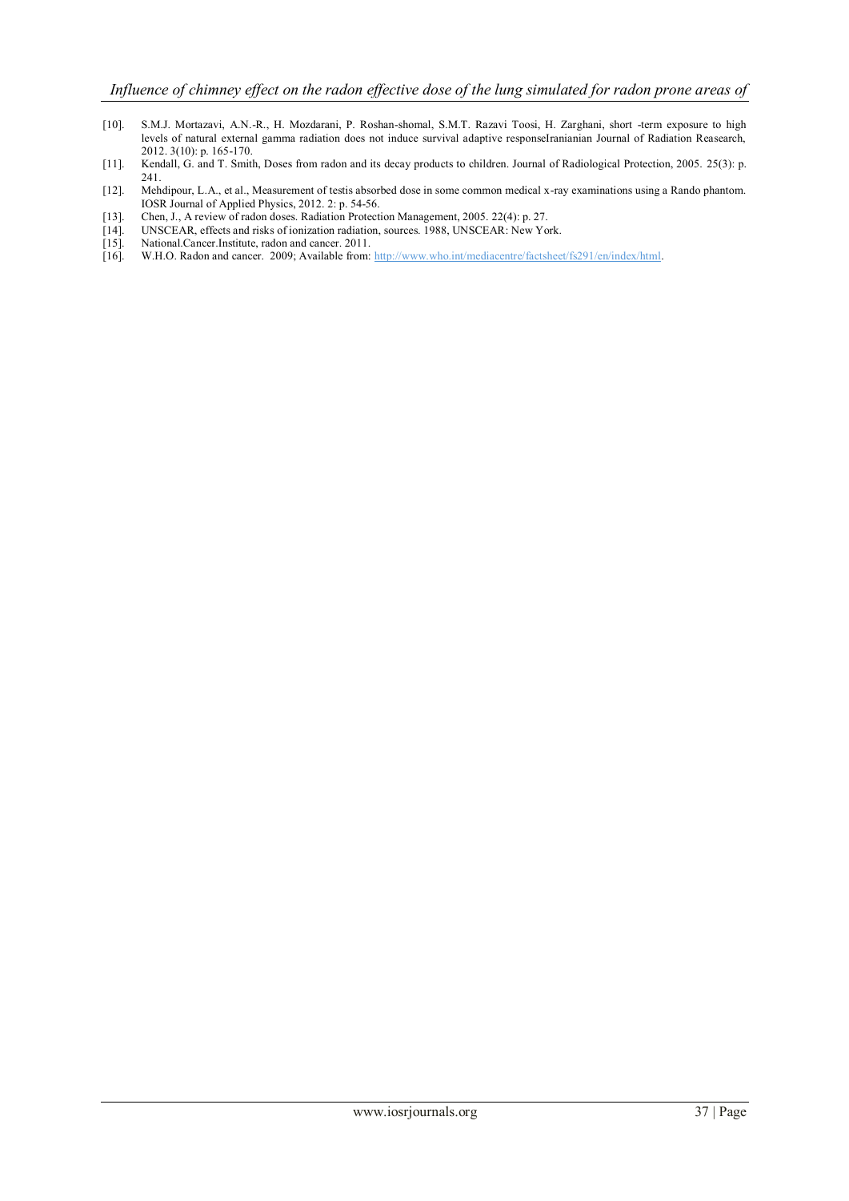[10]. S.M.J. Mortazavi, A.N.-R., H. Mozdarani, P. Roshan-shomal, S.M.T. Razavi Toosi, H. Zarghani, short -term exposure to high levels of natural external gamma radiation does not induce survival adaptive responseIranianian Journal of Radiation Reasearch, 2012. 3(10): p. 165-170.

[11]. Kendall, G. and T. Smith, Doses from radon and its decay products to children. Journal of Radiological Protection, 2005. 25(3): p. 241.

[12]. Mehdipour, L.A., et al., Measurement of testis absorbed dose in some common medical x-ray examinations using a Rando phantom. IOSR Journal of Applied Physics, 2012. 2: p. 54-56.

[13]. Chen, J., A review of radon doses. Radiation Protection Management, 2005. 22(4): p. 27.

[14]. UNSCEAR, effects and risks of ionization radiation, sources. 1988, UNSCEAR: New York.

[15]. National.Cancer.Institute, radon and cancer. 2011.

[16]. W.H.O. Radon and cancer. 2009; Available from: http://www.who.int/mediacentre/factsheet/fs291/en/index/html.